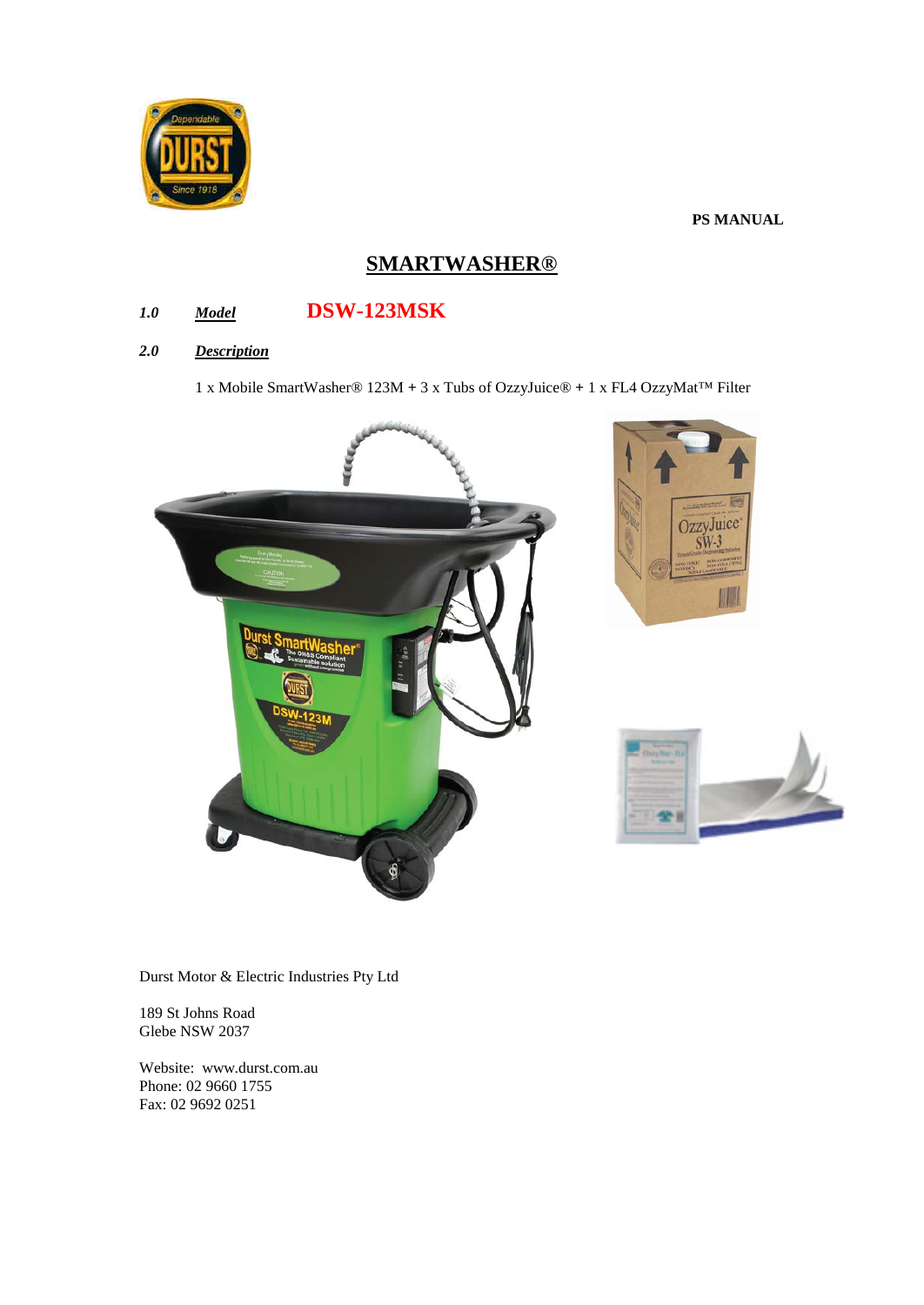PS MANUAL

# SMARTWASHER®

## *1.0* ***Model*** **DSW-123MSK**

## *2.0* ***Description***

1 x Mobile SmartWasher® 123M + 3 x Tubs of OzzyJuice® + 1 x FL4 OzzyMat™ Filter

Durst Motor & Electric Industries Pty Ltd

189 St Johns Road
Glebe NSW 2037

Website: www.durst.com.au
Phone: 02 9660 1755
Fax: 02 9692 0251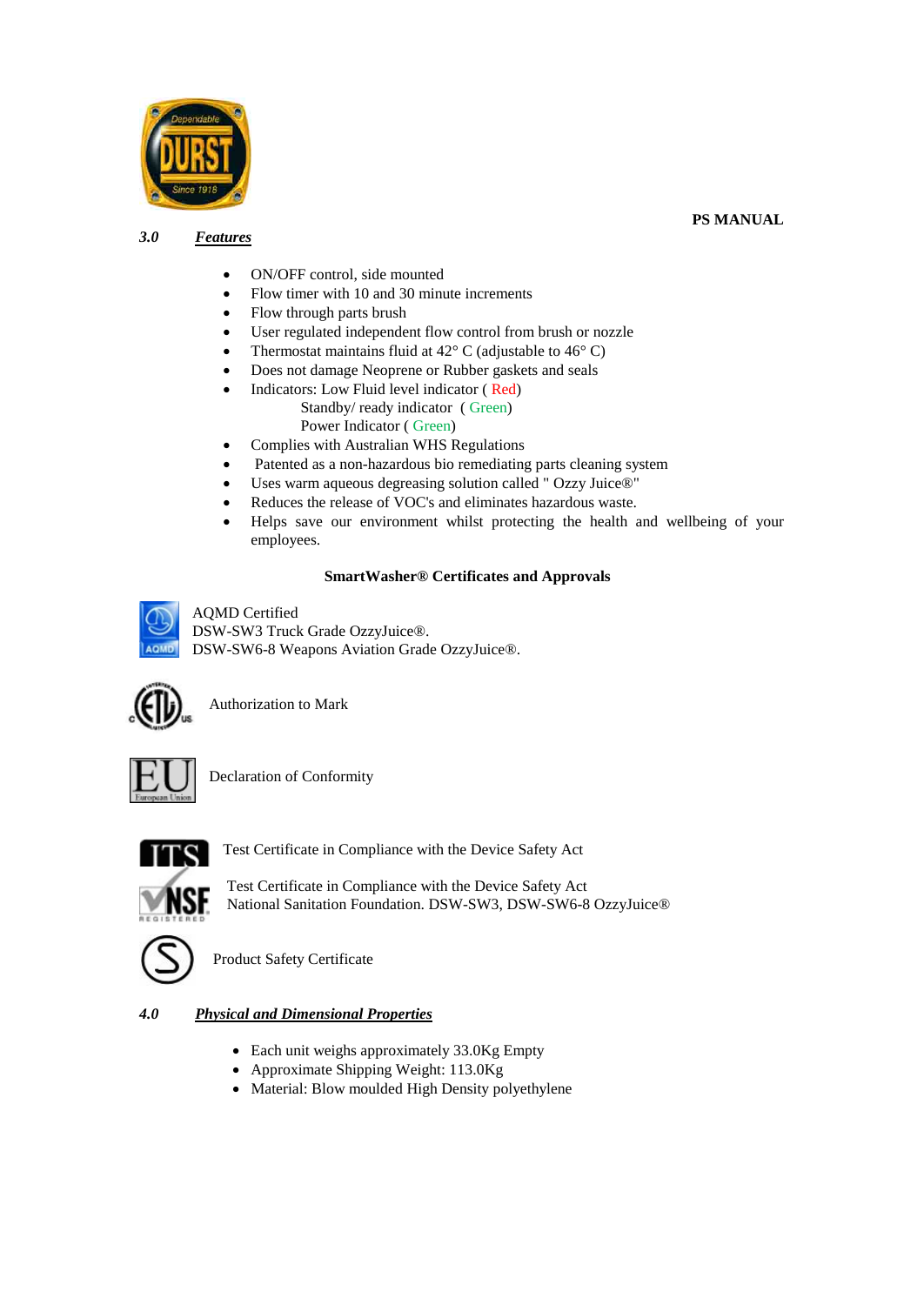### 3.0 ***Features***

- ON/OFF control, side mounted
- Flow timer with 10 and 30 minute increments
- Flow through parts brush
- User regulated independent flow control from brush or nozzle
- Thermostat maintains fluid at 42° C (adjustable to 46° C)
- Does not damage Neoprene or Rubber gaskets and seals
- Indicators: Low Fluid level indicator ( Red)
  Standby/ ready indicator ( Green)
  Power Indicator ( Green)
- Complies with Australian WHS Regulations
- Patented as a non-hazardous bio remediating parts cleaning system
- Uses warm aqueous degreasing solution called " Ozzy Juice®"
- Reduces the release of VOC's and eliminates hazardous waste.
- Helps save our environment whilst protecting the health and wellbeing of your employees.

**SmartWasher® Certificates and Approvals**

AQMD Certified
DSW-SW3 Truck Grade OzzyJuice®.
DSW-SW6-8 Weapons Aviation Grade OzzyJuice®.

Authorization to Mark

Declaration of Conformity

Test Certificate in Compliance with the Device Safety Act

Test Certificate in Compliance with the Device Safety Act
National Sanitation Foundation. DSW-SW3, DSW-SW6-8 OzzyJuice®

Product Safety Certificate

### 4.0 ***Physical and Dimensional Properties***

- Each unit weighs approximately 33.0Kg Empty
- Approximate Shipping Weight: 113.0Kg
- Material: Blow moulded High Density polyethylene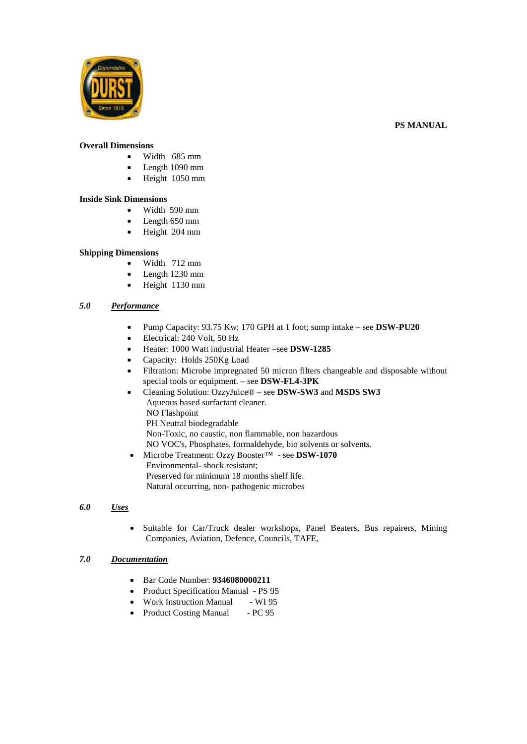**PS MANUAL**

**Overall Dimensions**

- Width 685 mm
- Length 1090 mm
- Height 1050 mm

**Inside Sink Dimensions**

- Width 590 mm
- Length 650 mm
- Height 204 mm

**Shipping Dimensions**

- Width 712 mm
- Length 1230 mm
- Height 1130 mm

## *5.0 __Performance__*

- Pump Capacity: 93.75 Kw; 170 GPH at 1 foot; sump intake – see **DSW-PU20**
- Electrical: 240 Volt, 50 Hz
- Heater: 1000 Watt industrial Heater –see **DSW-1285**
- Capacity: Holds 250Kg Load
- Filtration: Microbe impregnated 50 micron filters changeable and disposable without special tools or equipment. – see **DSW-FL4-3PK**
- Cleaning Solution: OzzyJuice® – see **DSW-SW3** and **MSDS SW3**
  Aqueous based surfactant cleaner.
  NO Flashpoint
  PH Neutral biodegradable
  Non-Toxic, no caustic, non flammable, non hazardous
  NO VOC's, Phosphates, formaldehyde, bio solvents or solvents.
- Microbe Treatment: Ozzy Booster™ - see **DSW-1070**
  Environmental- shock resistant;
  Preserved for minimum 18 months shelf life.
  Natural occurring, non- pathogenic microbes

## *6.0 __Uses__*

- Suitable for Car/Truck dealer workshops, Panel Beaters, Bus repairers, Mining Companies, Aviation, Defence, Councils, TAFE,

## *7.0 __Documentation__*

- Bar Code Number: **9346080000211**
- Product Specification Manual - PS 95
- Work Instruction Manual - WI 95
- Product Costing Manual - PC 95